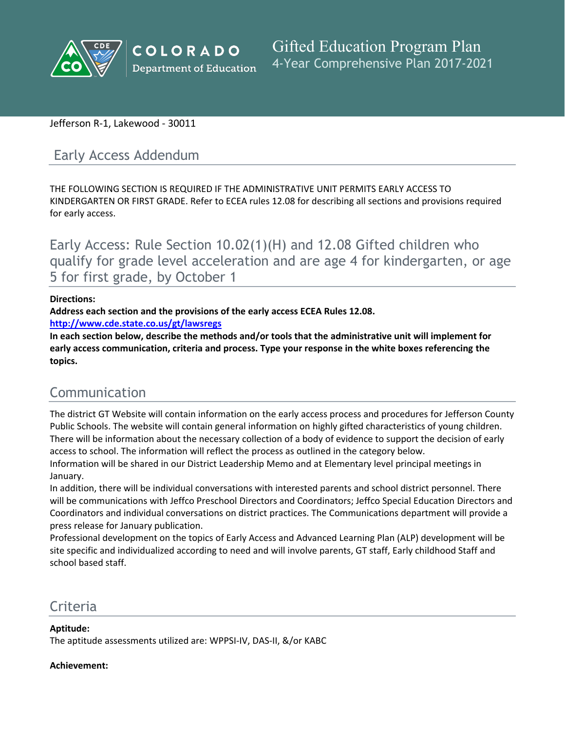# Gifted Education Program Plan

4-Year Comprehensive Plan 2017-2021

Jefferson R-1, Lakewood - 30011

## Early Access Addendum

THE FOLLOWING SECTION IS REQUIRED IF THE ADMINISTRATIVE UNIT PERMITS EARLY ACCESS TO KINDERGARTEN OR FIRST GRADE. Refer to ECEA rules 12.08 for describing all sections and provisions required for early access.

## Early Access: Rule Section 10.02(1)(H) and 12.08 Gifted children who qualify for grade level acceleration and are age 4 for kindergarten, or age 5 for first grade, by October 1

**Directions:**
**Address each section and the provisions of the early access ECEA Rules 12.08.**
**http://www.cde.state.co.us/gt/lawsregs**
**In each section below, describe the methods and/or tools that the administrative unit will implement for early access communication, criteria and process. Type your response in the white boxes referencing the topics.**

## Communication

The district GT Website will contain information on the early access process and procedures for Jefferson County Public Schools. The website will contain general information on highly gifted characteristics of young children. There will be information about the necessary collection of a body of evidence to support the decision of early access to school. The information will reflect the process as outlined in the category below.
Information will be shared in our District Leadership Memo and at Elementary level principal meetings in January.
In addition, there will be individual conversations with interested parents and school district personnel. There will be communications with Jeffco Preschool Directors and Coordinators; Jeffco Special Education Directors and Coordinators and individual conversations on district practices. The Communications department will provide a press release for January publication.
Professional development on the topics of Early Access and Advanced Learning Plan (ALP) development will be site specific and individualized according to need and will involve parents, GT staff, Early childhood Staff and school based staff.

## Criteria

**Aptitude:**
The aptitude assessments utilized are: WPPSI-IV, DAS-II, &/or KABC

**Achievement:**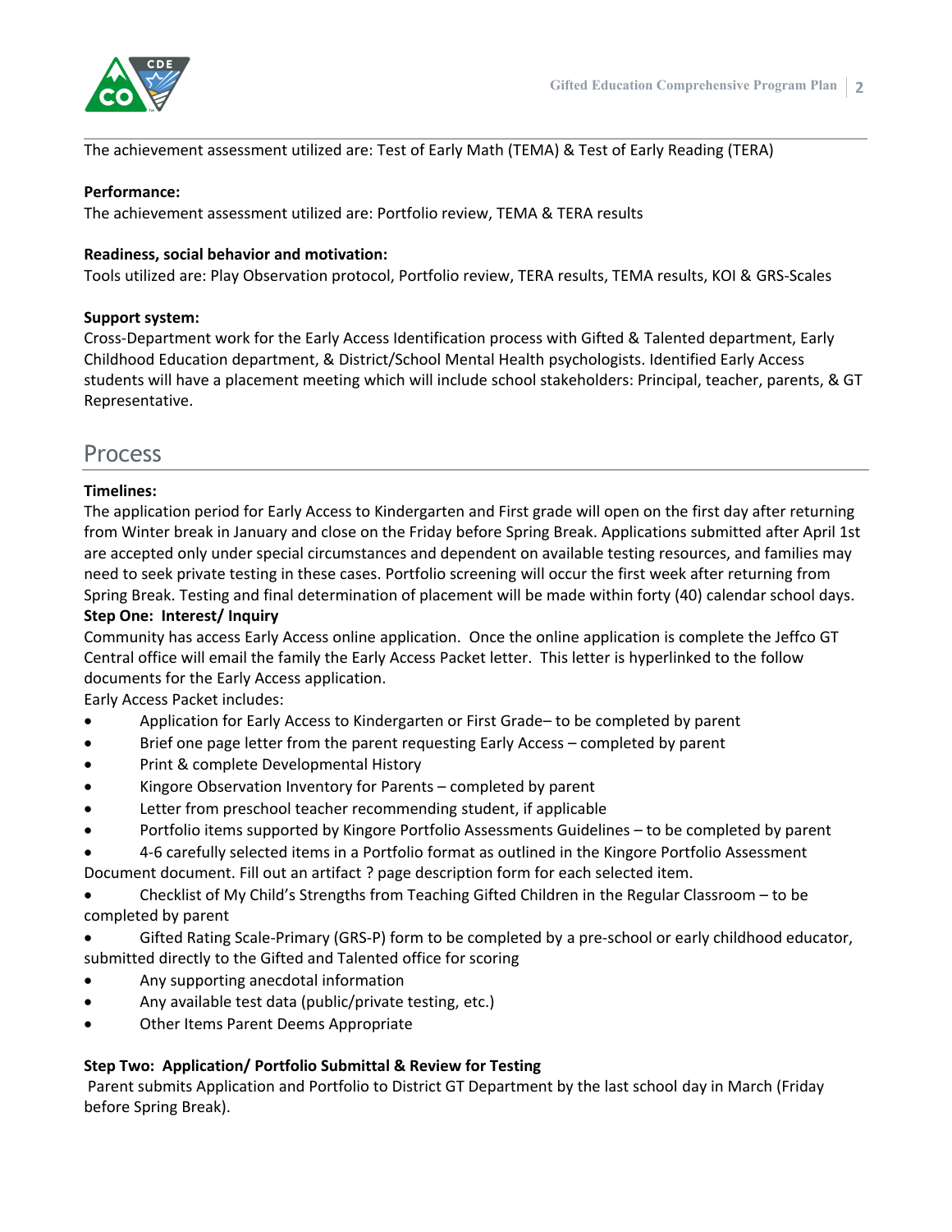The achievement assessment utilized are: Test of Early Math (TEMA) & Test of Early Reading (TERA)

**Performance:**
The achievement assessment utilized are: Portfolio review, TEMA & TERA results

**Readiness, social behavior and motivation:**
Tools utilized are: Play Observation protocol, Portfolio review, TERA results, TEMA results, KOI & GRS-Scales

**Support system:**
Cross-Department work for the Early Access Identification process with Gifted & Talented department, Early Childhood Education department, & District/School Mental Health psychologists. Identified Early Access students will have a placement meeting which will include school stakeholders: Principal, teacher, parents, & GT Representative.

## Process

**Timelines:**
The application period for Early Access to Kindergarten and First grade will open on the first day after returning from Winter break in January and close on the Friday before Spring Break. Applications submitted after April 1st are accepted only under special circumstances and dependent on available testing resources, and families may need to seek private testing in these cases. Portfolio screening will occur the first week after returning from Spring Break. Testing and final determination of placement will be made within forty (40) calendar school days.

**Step One: Interest/ Inquiry**
Community has access Early Access online application. Once the online application is complete the Jeffco GT Central office will email the family the Early Access Packet letter. This letter is hyperlinked to the follow documents for the Early Access application.
Early Access Packet includes:

- Application for Early Access to Kindergarten or First Grade– to be completed by parent
- Brief one page letter from the parent requesting Early Access – completed by parent
- Print & complete Developmental History
- Kingore Observation Inventory for Parents – completed by parent
- Letter from preschool teacher recommending student, if applicable
- Portfolio items supported by Kingore Portfolio Assessments Guidelines – to be completed by parent
- 4-6 carefully selected items in a Portfolio format as outlined in the Kingore Portfolio Assessment Document document. Fill out an artifact ? page description form for each selected item.
- Checklist of My Child's Strengths from Teaching Gifted Children in the Regular Classroom – to be completed by parent
- Gifted Rating Scale-Primary (GRS-P) form to be completed by a pre-school or early childhood educator, submitted directly to the Gifted and Talented office for scoring
- Any supporting anecdotal information
- Any available test data (public/private testing, etc.)
- Other Items Parent Deems Appropriate

**Step Two: Application/ Portfolio Submittal & Review for Testing**
Parent submits Application and Portfolio to District GT Department by the last school day in March (Friday before Spring Break).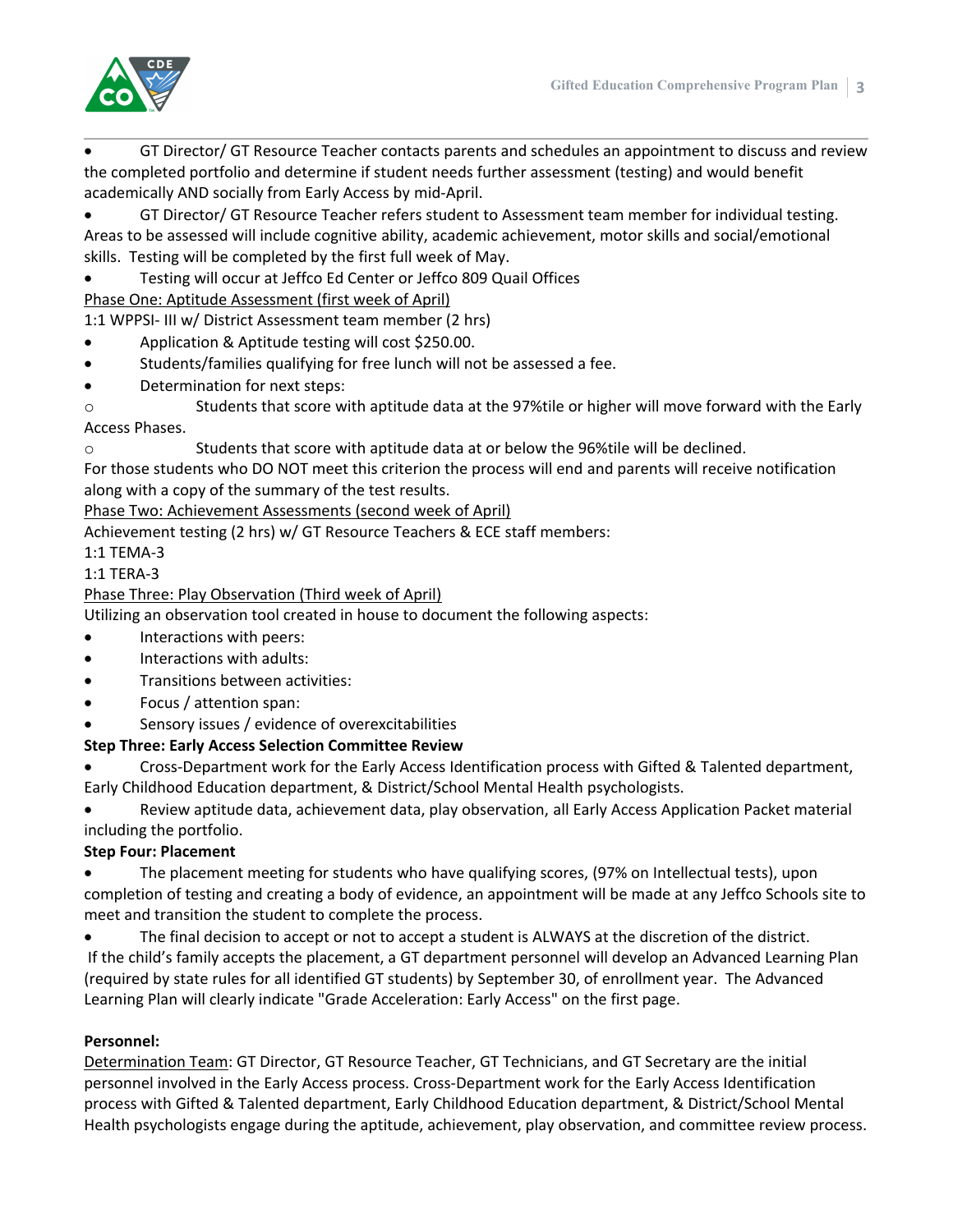- GT Director/ GT Resource Teacher contacts parents and schedules an appointment to discuss and review the completed portfolio and determine if student needs further assessment (testing) and would benefit academically AND socially from Early Access by mid-April.
- GT Director/ GT Resource Teacher refers student to Assessment team member for individual testing. Areas to be assessed will include cognitive ability, academic achievement, motor skills and social/emotional skills. Testing will be completed by the first full week of May.
- Testing will occur at Jeffco Ed Center or Jeffco 809 Quail Offices

<u>Phase One: Aptitude Assessment (first week of April)</u>

1:1 WPPSI- III w/ District Assessment team member (2 hrs)

- Application & Aptitude testing will cost $250.00.
- Students/families qualifying for free lunch will not be assessed a fee.
- Determination for next steps:
  - Students that score with aptitude data at the 97%tile or higher will move forward with the Early Access Phases.
  - Students that score with aptitude data at or below the 96%tile will be declined.

For those students who DO NOT meet this criterion the process will end and parents will receive notification along with a copy of the summary of the test results.

<u>Phase Two: Achievement Assessments (second week of April)</u>

Achievement testing (2 hrs) w/ GT Resource Teachers & ECE staff members:

1:1 TEMA-3

1:1 TERA-3

<u>Phase Three: Play Observation (Third week of April)</u>

Utilizing an observation tool created in house to document the following aspects:

- Interactions with peers:
- Interactions with adults:
- Transitions between activities:
- Focus / attention span:
- Sensory issues / evidence of overexcitabilities

**Step Three: Early Access Selection Committee Review**

- Cross-Department work for the Early Access Identification process with Gifted & Talented department, Early Childhood Education department, & District/School Mental Health psychologists.
- Review aptitude data, achievement data, play observation, all Early Access Application Packet material including the portfolio.

**Step Four: Placement**

- The placement meeting for students who have qualifying scores, (97% on Intellectual tests), upon completion of testing and creating a body of evidence, an appointment will be made at any Jeffco Schools site to meet and transition the student to complete the process.
- The final decision to accept or not to accept a student is ALWAYS at the discretion of the district.

If the child's family accepts the placement, a GT department personnel will develop an Advanced Learning Plan (required by state rules for all identified GT students) by September 30, of enrollment year. The Advanced Learning Plan will clearly indicate "Grade Acceleration: Early Access" on the first page.

**Personnel:**

<u>Determination Team</u>: GT Director, GT Resource Teacher, GT Technicians, and GT Secretary are the initial personnel involved in the Early Access process. Cross-Department work for the Early Access Identification process with Gifted & Talented department, Early Childhood Education department, & District/School Mental Health psychologists engage during the aptitude, achievement, play observation, and committee review process.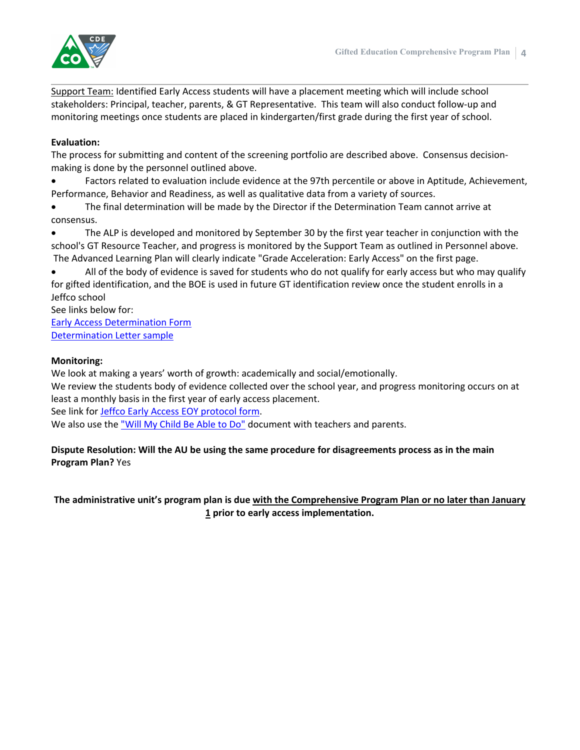<u>Support Team:</u> Identified Early Access students will have a placement meeting which will include school stakeholders: Principal, teacher, parents, & GT Representative. This team will also conduct follow-up and monitoring meetings once students are placed in kindergarten/first grade during the first year of school.

**Evaluation:**

The process for submitting and content of the screening portfolio are described above. Consensus decision-making is done by the personnel outlined above.

- Factors related to evaluation include evidence at the 97th percentile or above in Aptitude, Achievement, Performance, Behavior and Readiness, as well as qualitative data from a variety of sources.
- The final determination will be made by the Director if the Determination Team cannot arrive at consensus.
- The ALP is developed and monitored by September 30 by the first year teacher in conjunction with the school's GT Resource Teacher, and progress is monitored by the Support Team as outlined in Personnel above. The Advanced Learning Plan will clearly indicate "Grade Acceleration: Early Access" on the first page.
- All of the body of evidence is saved for students who do not qualify for early access but who may qualify for gifted identification, and the BOE is used in future GT identification review once the student enrolls in a Jeffco school

See links below for:

Early Access Determination Form

Determination Letter sample

**Monitoring:**

We look at making a years' worth of growth: academically and social/emotionally.

We review the students body of evidence collected over the school year, and progress monitoring occurs on at least a monthly basis in the first year of early access placement.

See link for Jeffco Early Access EOY protocol form.

We also use the "Will My Child Be Able to Do" document with teachers and parents.

**Dispute Resolution: Will the AU be using the same procedure for disagreements process as in the main Program Plan?** Yes

**The administrative unit's program plan is due <u>with the Comprehensive Program Plan or no later than January 1</u> prior to early access implementation.**